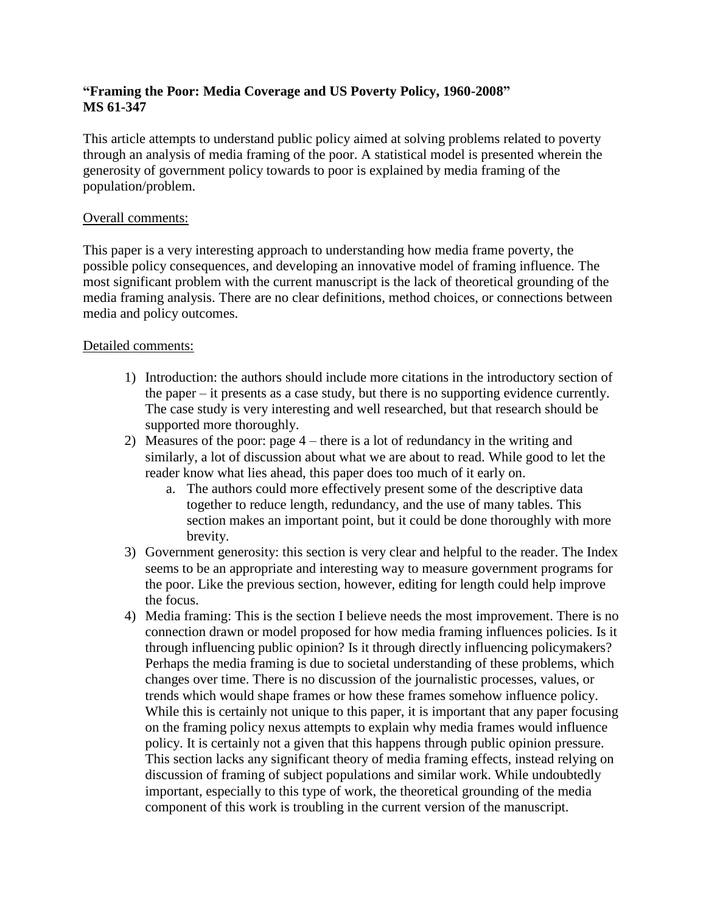**"Framing the Poor: Media Coverage and US Poverty Policy, 1960-2008"**
**MS 61-347**

This article attempts to understand public policy aimed at solving problems related to poverty through an analysis of media framing of the poor. A statistical model is presented wherein the generosity of government policy towards to poor is explained by media framing of the population/problem.

<u>Overall comments:</u>

This paper is a very interesting approach to understanding how media frame poverty, the possible policy consequences, and developing an innovative model of framing influence. The most significant problem with the current manuscript is the lack of theoretical grounding of the media framing analysis. There are no clear definitions, method choices, or connections between media and policy outcomes.

<u>Detailed comments:</u>

1) Introduction: the authors should include more citations in the introductory section of the paper – it presents as a case study, but there is no supporting evidence currently. The case study is very interesting and well researched, but that research should be supported more thoroughly.
2) Measures of the poor: page 4 – there is a lot of redundancy in the writing and similarly, a lot of discussion about what we are about to read. While good to let the reader know what lies ahead, this paper does too much of it early on.
    a. The authors could more effectively present some of the descriptive data together to reduce length, redundancy, and the use of many tables. This section makes an important point, but it could be done thoroughly with more brevity.
3) Government generosity: this section is very clear and helpful to the reader. The Index seems to be an appropriate and interesting way to measure government programs for the poor. Like the previous section, however, editing for length could help improve the focus.
4) Media framing: This is the section I believe needs the most improvement. There is no connection drawn or model proposed for how media framing influences policies. Is it through influencing public opinion? Is it through directly influencing policymakers? Perhaps the media framing is due to societal understanding of these problems, which changes over time. There is no discussion of the journalistic processes, values, or trends which would shape frames or how these frames somehow influence policy. While this is certainly not unique to this paper, it is important that any paper focusing on the framing policy nexus attempts to explain why media frames would influence policy. It is certainly not a given that this happens through public opinion pressure. This section lacks any significant theory of media framing effects, instead relying on discussion of framing of subject populations and similar work. While undoubtedly important, especially to this type of work, the theoretical grounding of the media component of this work is troubling in the current version of the manuscript.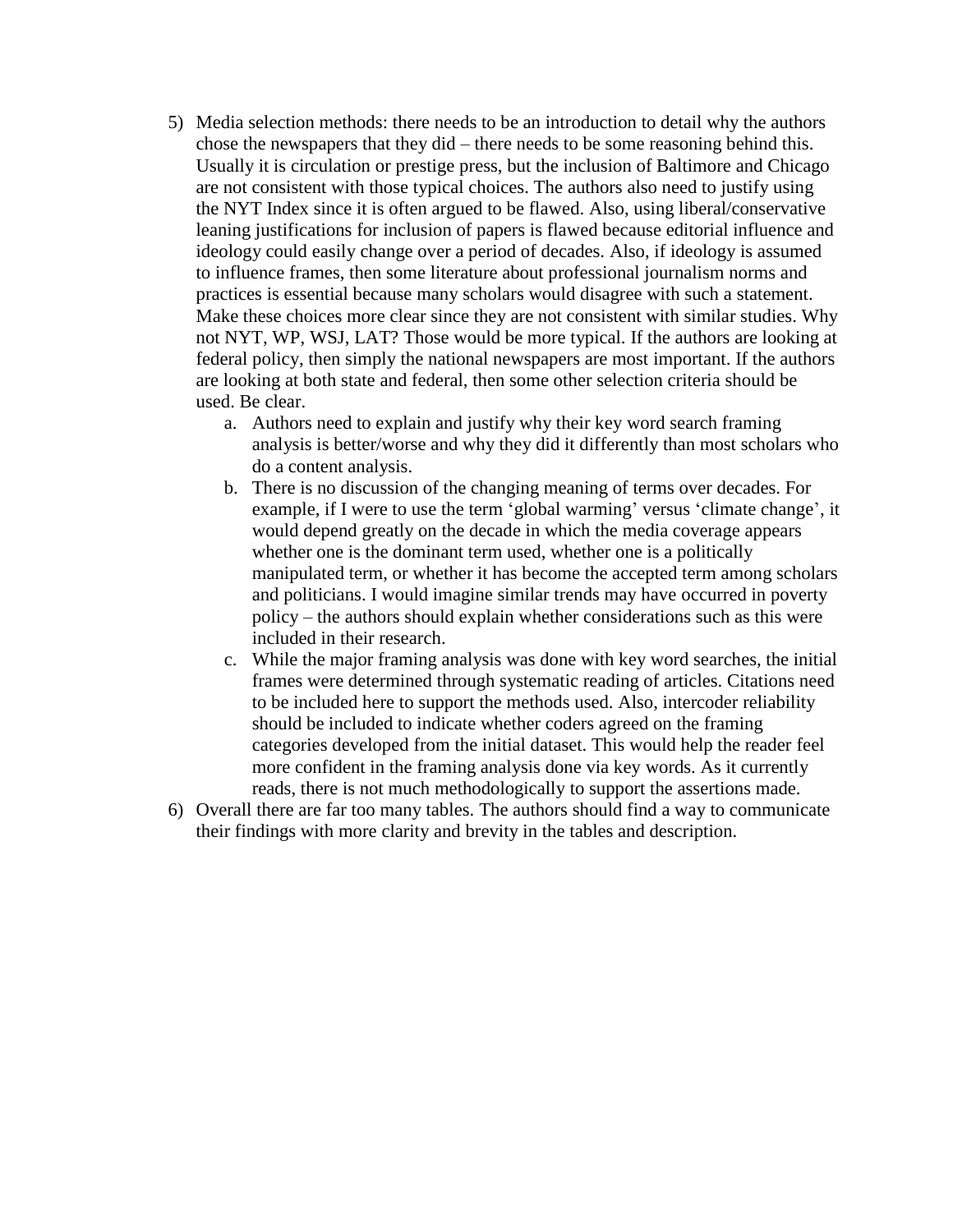5) Media selection methods: there needs to be an introduction to detail why the authors chose the newspapers that they did – there needs to be some reasoning behind this. Usually it is circulation or prestige press, but the inclusion of Baltimore and Chicago are not consistent with those typical choices. The authors also need to justify using the NYT Index since it is often argued to be flawed. Also, using liberal/conservative leaning justifications for inclusion of papers is flawed because editorial influence and ideology could easily change over a period of decades. Also, if ideology is assumed to influence frames, then some literature about professional journalism norms and practices is essential because many scholars would disagree with such a statement. Make these choices more clear since they are not consistent with similar studies. Why not NYT, WP, WSJ, LAT? Those would be more typical. If the authors are looking at federal policy, then simply the national newspapers are most important. If the authors are looking at both state and federal, then some other selection criteria should be used. Be clear.
    a. Authors need to explain and justify why their key word search framing analysis is better/worse and why they did it differently than most scholars who do a content analysis.
    b. There is no discussion of the changing meaning of terms over decades. For example, if I were to use the term 'global warming' versus 'climate change', it would depend greatly on the decade in which the media coverage appears whether one is the dominant term used, whether one is a politically manipulated term, or whether it has become the accepted term among scholars and politicians. I would imagine similar trends may have occurred in poverty policy – the authors should explain whether considerations such as this were included in their research.
    c. While the major framing analysis was done with key word searches, the initial frames were determined through systematic reading of articles. Citations need to be included here to support the methods used. Also, intercoder reliability should be included to indicate whether coders agreed on the framing categories developed from the initial dataset. This would help the reader feel more confident in the framing analysis done via key words. As it currently reads, there is not much methodologically to support the assertions made.
6) Overall there are far too many tables. The authors should find a way to communicate their findings with more clarity and brevity in the tables and description.